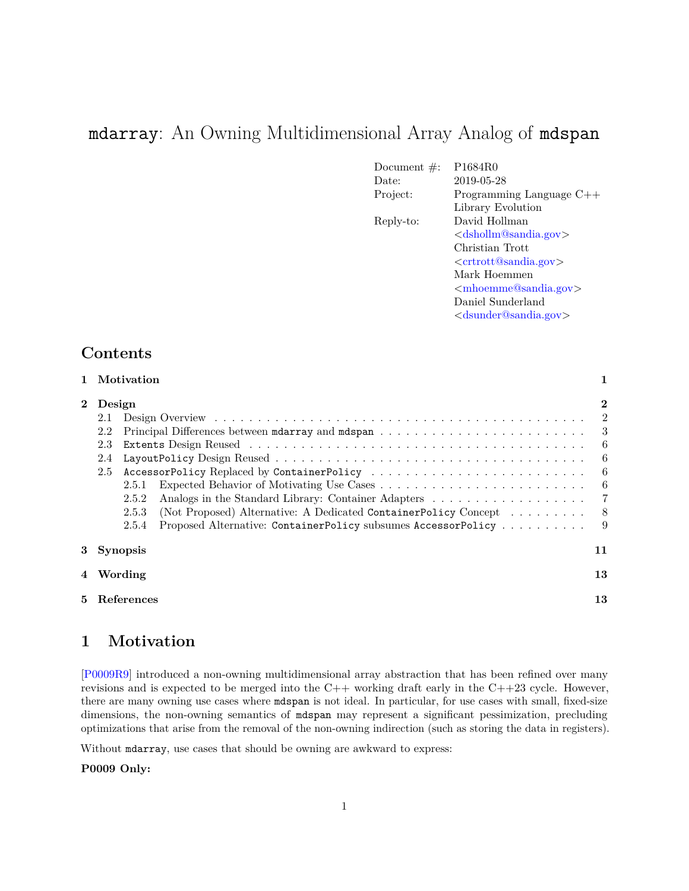# `mdarray`: An Owning Multidimensional Array Analog of `mdspan`

| | |
|---|---|
| Document #: | P1684R0 |
| Date: | 2019-05-28 |
| Project: | Programming Language C++ Library Evolution |
| Reply-to: | David Hollman <dshollm@sandia.gov> Christian Trott <crtrott@sandia.gov> Mark Hoemmen <mhoemme@sandia.gov> Daniel Sunderland <dsunder@sandia.gov> |

## Contents

- 1 Motivation — 1
- 2 Design — 2
  - 2.1 Design Overview — 2
  - 2.2 Principal Differences between `mdarray` and `mdspan` — 3
  - 2.3 `Extents` Design Reused — 6
  - 2.4 `LayoutPolicy` Design Reused — 6
  - 2.5 `AccessorPolicy` Replaced by `ContainerPolicy` — 6
    - 2.5.1 Expected Behavior of Motivating Use Cases — 6
    - 2.5.2 Analogs in the Standard Library: Container Adapters — 7
    - 2.5.3 (Not Proposed) Alternative: A Dedicated `ContainerPolicy` Concept — 8
    - 2.5.4 Proposed Alternative: `ContainerPolicy` subsumes `AccessorPolicy` — 9
- 3 Synopsis — 11
- 4 Wording — 13
- 5 References — 13

## 1 Motivation

[P0009R9] introduced a non-owning multidimensional array abstraction that has been refined over many revisions and is expected to be merged into the C++ working draft early in the C++23 cycle. However, there are many owning use cases where `mdspan` is not ideal. In particular, for use cases with small, fixed-size dimensions, the non-owning semantics of `mdspan` may represent a significant pessimization, precluding optimizations that arise from the removal of the non-owning indirection (such as storing the data in registers).

Without `mdarray`, use cases that should be owning are awkward to express:

**P0009 Only:**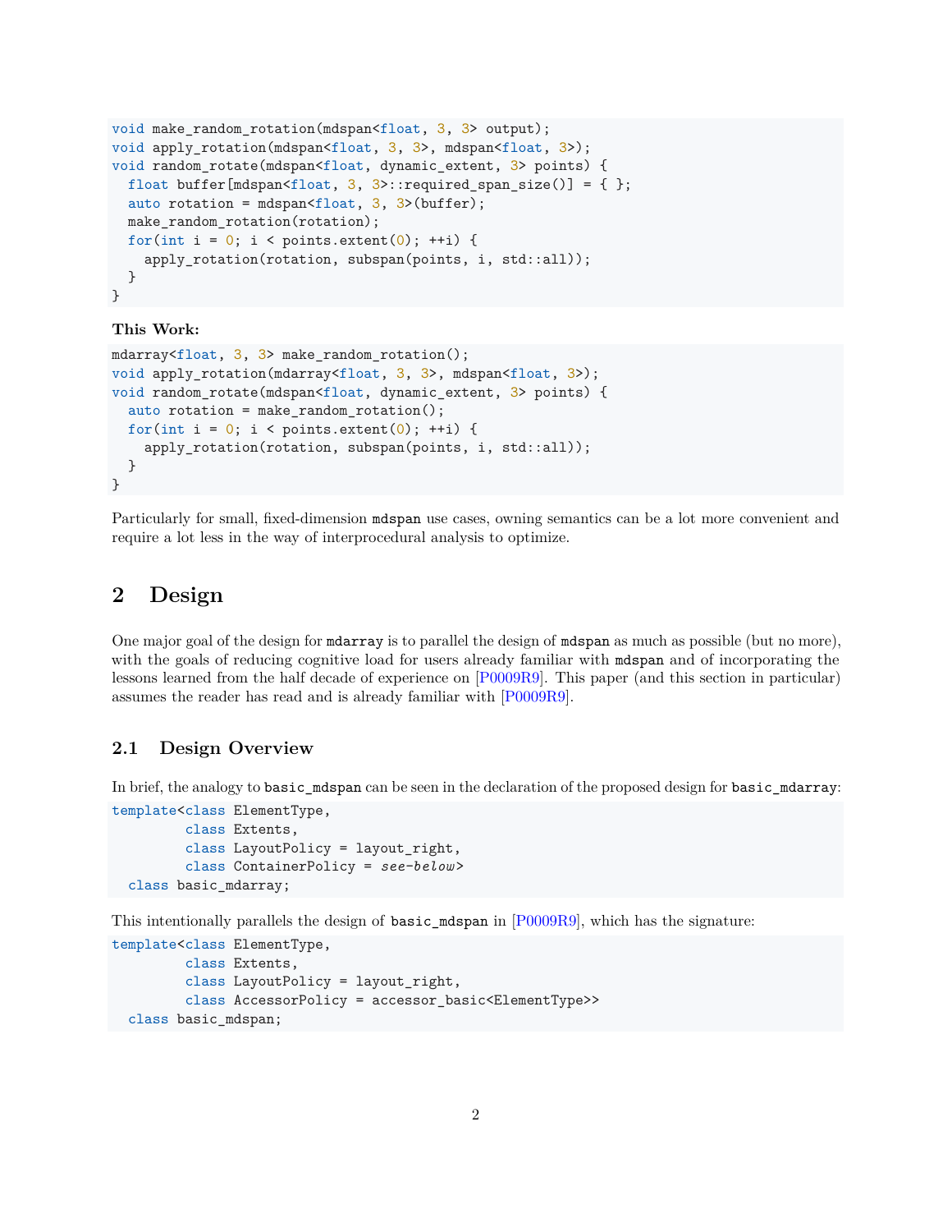```
void make_random_rotation(mdspan<float, 3, 3> output);
void apply_rotation(mdspan<float, 3, 3>, mdspan<float, 3>);
void random_rotate(mdspan<float, dynamic_extent, 3> points) {
  float buffer[mdspan<float, 3, 3>::required_span_size()] = { };
  auto rotation = mdspan<float, 3, 3>(buffer);
  make_random_rotation(rotation);
  for(int i = 0; i < points.extent(0); ++i) {
    apply_rotation(rotation, subspan(points, i, std::all));
  }
}
```

**This Work:**

```
mdarray<float, 3, 3> make_random_rotation();
void apply_rotation(mdarray<float, 3, 3>, mdspan<float, 3>);
void random_rotate(mdspan<float, dynamic_extent, 3> points) {
  auto rotation = make_random_rotation();
  for(int i = 0; i < points.extent(0); ++i) {
    apply_rotation(rotation, subspan(points, i, std::all));
  }
}
```

Particularly for small, fixed-dimension `mdspan` use cases, owning semantics can be a lot more convenient and require a lot less in the way of interprocedural analysis to optimize.

# 2 Design

One major goal of the design for `mdarray` is to parallel the design of `mdspan` as much as possible (but no more), with the goals of reducing cognitive load for users already familiar with `mdspan` and of incorporating the lessons learned from the half decade of experience on [P0009R9]. This paper (and this section in particular) assumes the reader has read and is already familiar with [P0009R9].

## 2.1 Design Overview

In brief, the analogy to `basic_mdspan` can be seen in the declaration of the proposed design for `basic_mdarray`:

```
template<class ElementType,
         class Extents,
         class LayoutPolicy = layout_right,
         class ContainerPolicy = see-below>
  class basic_mdarray;
```

This intentionally parallels the design of `basic_mdspan` in [P0009R9], which has the signature:

```
template<class ElementType,
         class Extents,
         class LayoutPolicy = layout_right,
         class AccessorPolicy = accessor_basic<ElementType>>
  class basic_mdspan;
```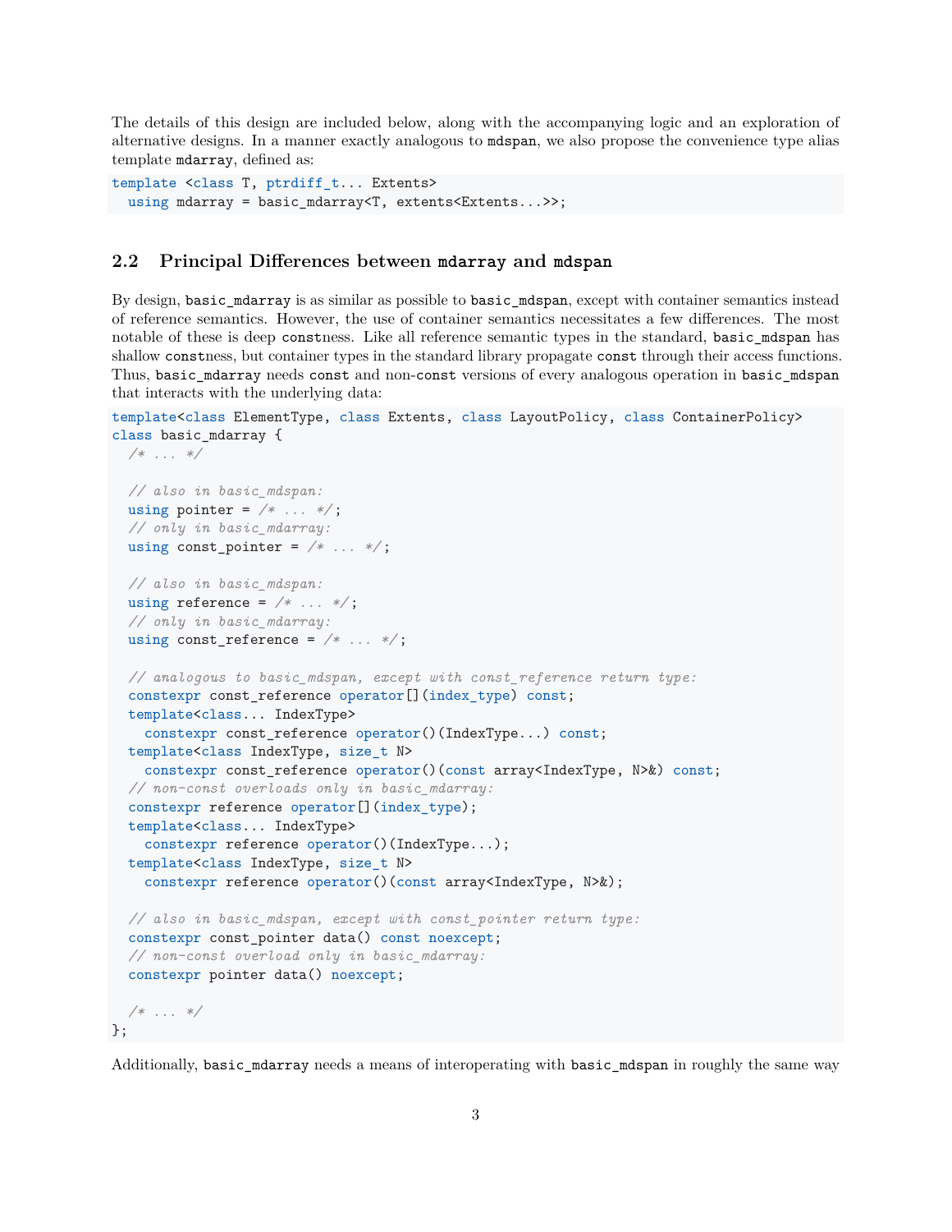The details of this design are included below, along with the accompanying logic and an exploration of alternative designs. In a manner exactly analogous to `mdspan`, we also propose the convenience type alias template `mdarray`, defined as:

```
template <class T, ptrdiff_t... Extents>
  using mdarray = basic_mdarray<T, extents<Extents...>>;
```

## 2.2 Principal Differences between `mdarray` and `mdspan`

By design, `basic_mdarray` is as similar as possible to `basic_mdspan`, except with container semantics instead of reference semantics. However, the use of container semantics necessitates a few differences. The most notable of these is deep `const`ness. Like all reference semantic types in the standard, `basic_mdspan` has shallow `const`ness, but container types in the standard library propagate `const` through their access functions. Thus, `basic_mdarray` needs `const` and non-`const` versions of every analogous operation in `basic_mdspan` that interacts with the underlying data:

```
template<class ElementType, class Extents, class LayoutPolicy, class ContainerPolicy>
class basic_mdarray {
  /* ... */

  // also in basic_mdspan:
  using pointer = /* ... */;
  // only in basic_mdarray:
  using const_pointer = /* ... */;

  // also in basic_mdspan:
  using reference = /* ... */;
  // only in basic_mdarray:
  using const_reference = /* ... */;

  // analogous to basic_mdspan, except with const_reference return type:
  constexpr const_reference operator[](index_type) const;
  template<class... IndexType>
    constexpr const_reference operator()(IndexType...) const;
  template<class IndexType, size_t N>
    constexpr const_reference operator()(const array<IndexType, N>&) const;
  // non-const overloads only in basic_mdarray:
  constexpr reference operator[](index_type);
  template<class... IndexType>
    constexpr reference operator()(IndexType...);
  template<class IndexType, size_t N>
    constexpr reference operator()(const array<IndexType, N>&);

  // also in basic_mdspan, except with const_pointer return type:
  constexpr const_pointer data() const noexcept;
  // non-const overload only in basic_mdarray:
  constexpr pointer data() noexcept;

  /* ... */
};
```

Additionally, `basic_mdarray` needs a means of interoperating with `basic_mdspan` in roughly the same way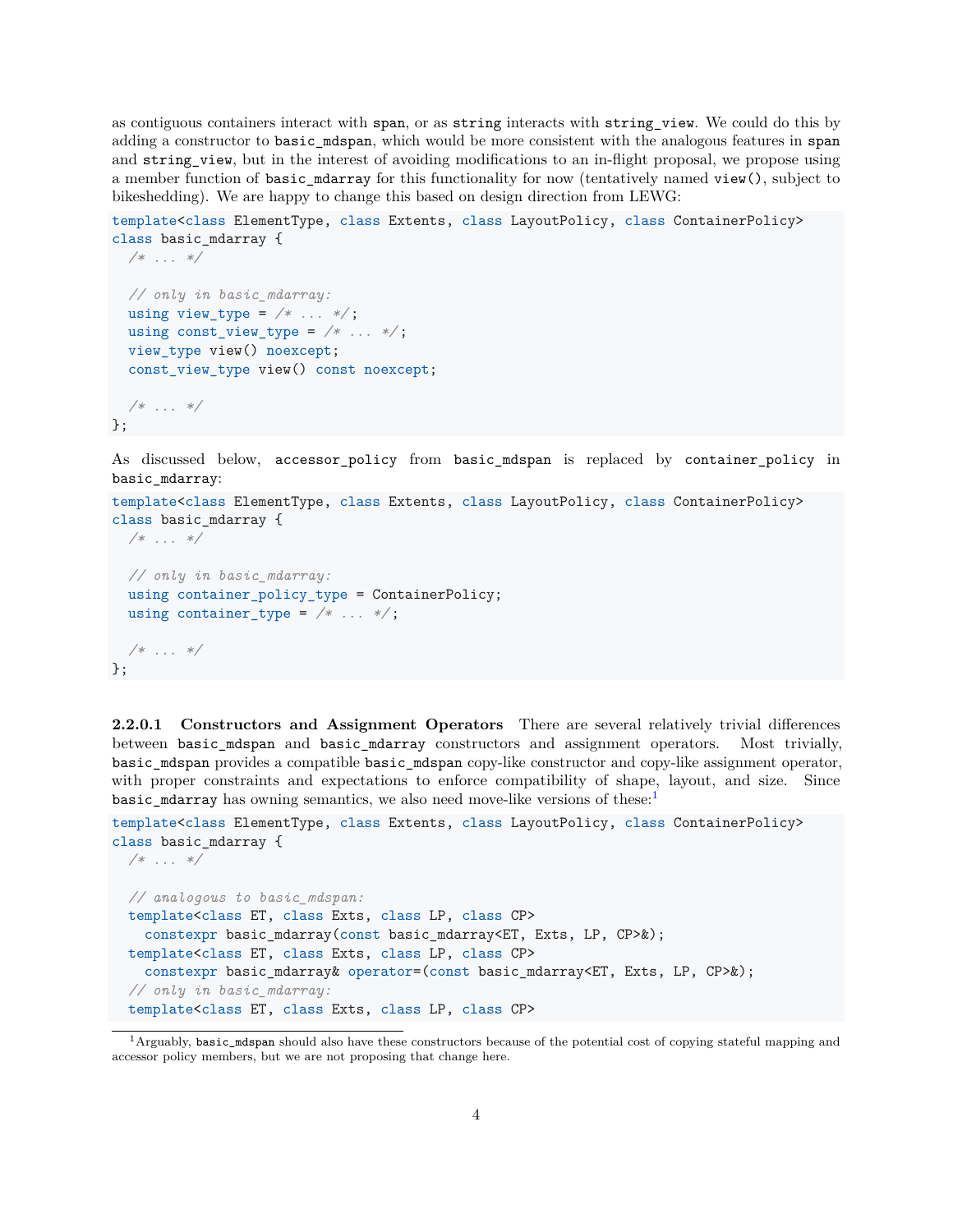as contiguous containers interact with `span`, or as `string` interacts with `string_view`. We could do this by adding a constructor to `basic_mdspan`, which would be more consistent with the analogous features in `span` and `string_view`, but in the interest of avoiding modifications to an in-flight proposal, we propose using a member function of `basic_mdarray` for this functionality for now (tentatively named `view()`, subject to bikeshedding). We are happy to change this based on design direction from LEWG:

```
template<class ElementType, class Extents, class LayoutPolicy, class ContainerPolicy>
class basic_mdarray {
  /* ... */

  // only in basic_mdarray:
  using view_type = /* ... */;
  using const_view_type = /* ... */;
  view_type view() noexcept;
  const_view_type view() const noexcept;

  /* ... */
};
```

As discussed below, `accessor_policy` from `basic_mdspan` is replaced by `container_policy` in `basic_mdarray`:

```
template<class ElementType, class Extents, class LayoutPolicy, class ContainerPolicy>
class basic_mdarray {
  /* ... */

  // only in basic_mdarray:
  using container_policy_type = ContainerPolicy;
  using container_type = /* ... */;

  /* ... */
};
```

#### 2.2.0.1 Constructors and Assignment Operators

There are several relatively trivial differences between `basic_mdspan` and `basic_mdarray` constructors and assignment operators. Most trivially, `basic_mdspan` provides a compatible `basic_mdspan` copy-like constructor and copy-like assignment operator, with proper constraints and expectations to enforce compatibility of shape, layout, and size. Since `basic_mdarray` has owning semantics, we also need move-like versions of these:[1]

```
template<class ElementType, class Extents, class LayoutPolicy, class ContainerPolicy>
class basic_mdarray {
  /* ... */

  // analogous to basic_mdspan:
  template<class ET, class Exts, class LP, class CP>
    constexpr basic_mdarray(const basic_mdarray<ET, Exts, LP, CP>&);
  template<class ET, class Exts, class LP, class CP>
    constexpr basic_mdarray& operator=(const basic_mdarray<ET, Exts, LP, CP>&);
  // only in basic_mdarray:
  template<class ET, class Exts, class LP, class CP>
```

[1] Arguably, `basic_mdspan` should also have these constructors because of the potential cost of copying stateful mapping and accessor policy members, but we are not proposing that change here.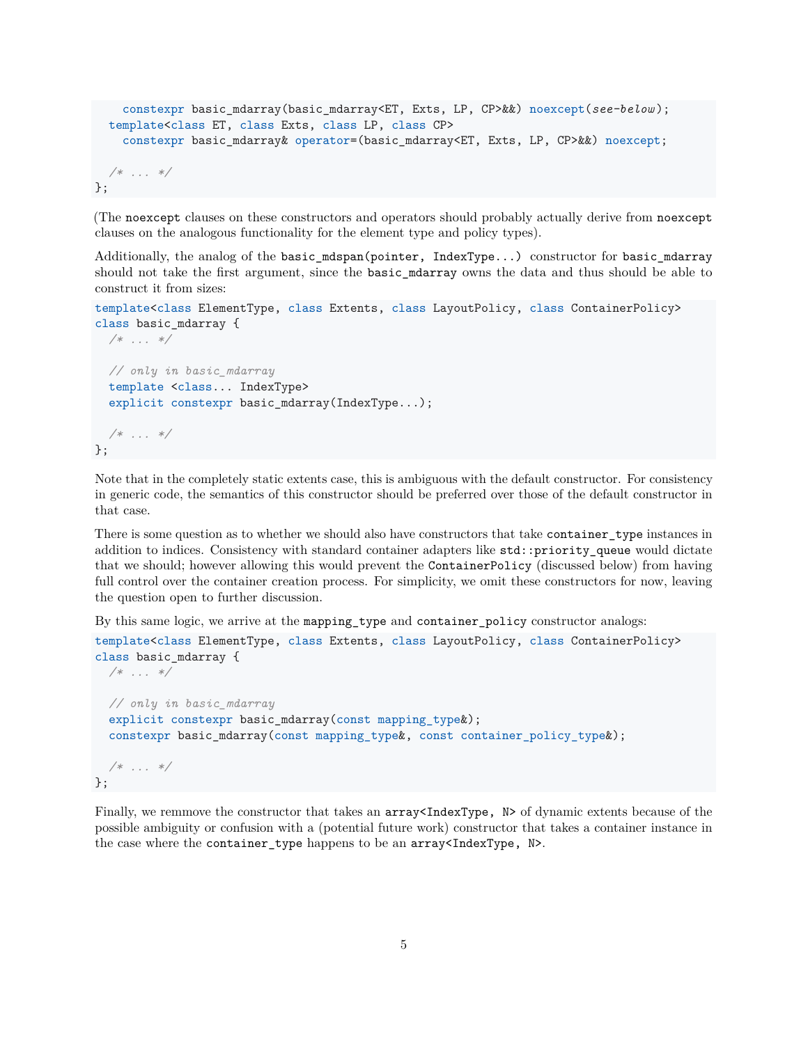```
    constexpr basic_mdarray(basic_mdarray<ET, Exts, LP, CP>&&) noexcept(see-below);
  template<class ET, class Exts, class LP, class CP>
    constexpr basic_mdarray& operator=(basic_mdarray<ET, Exts, LP, CP>&&) noexcept;

  /* ... */
};
```

(The `noexcept` clauses on these constructors and operators should probably actually derive from `noexcept` clauses on the analogous functionality for the element type and policy types).

Additionally, the analog of the `basic_mdspan(pointer, IndexType...)` constructor for `basic_mdarray` should not take the first argument, since the `basic_mdarray` owns the data and thus should be able to construct it from sizes:

```
template<class ElementType, class Extents, class LayoutPolicy, class ContainerPolicy>
class basic_mdarray {
  /* ... */

  // only in basic_mdarray
  template <class... IndexType>
  explicit constexpr basic_mdarray(IndexType...);

  /* ... */
};
```

Note that in the completely static extents case, this is ambiguous with the default constructor. For consistency in generic code, the semantics of this constructor should be preferred over those of the default constructor in that case.

There is some question as to whether we should also have constructors that take `container_type` instances in addition to indices. Consistency with standard container adapters like `std::priority_queue` would dictate that we should; however allowing this would prevent the `ContainerPolicy` (discussed below) from having full control over the container creation process. For simplicity, we omit these constructors for now, leaving the question open to further discussion.

By this same logic, we arrive at the `mapping_type` and `container_policy` constructor analogs:

```
template<class ElementType, class Extents, class LayoutPolicy, class ContainerPolicy>
class basic_mdarray {
  /* ... */

  // only in basic_mdarray
  explicit constexpr basic_mdarray(const mapping_type&);
  constexpr basic_mdarray(const mapping_type&, const container_policy_type&);

  /* ... */
};
```

Finally, we remmove the constructor that takes an `array<IndexType, N>` of dynamic extents because of the possible ambiguity or confusion with a (potential future work) constructor that takes a container instance in the case where the `container_type` happens to be an `array<IndexType, N>`.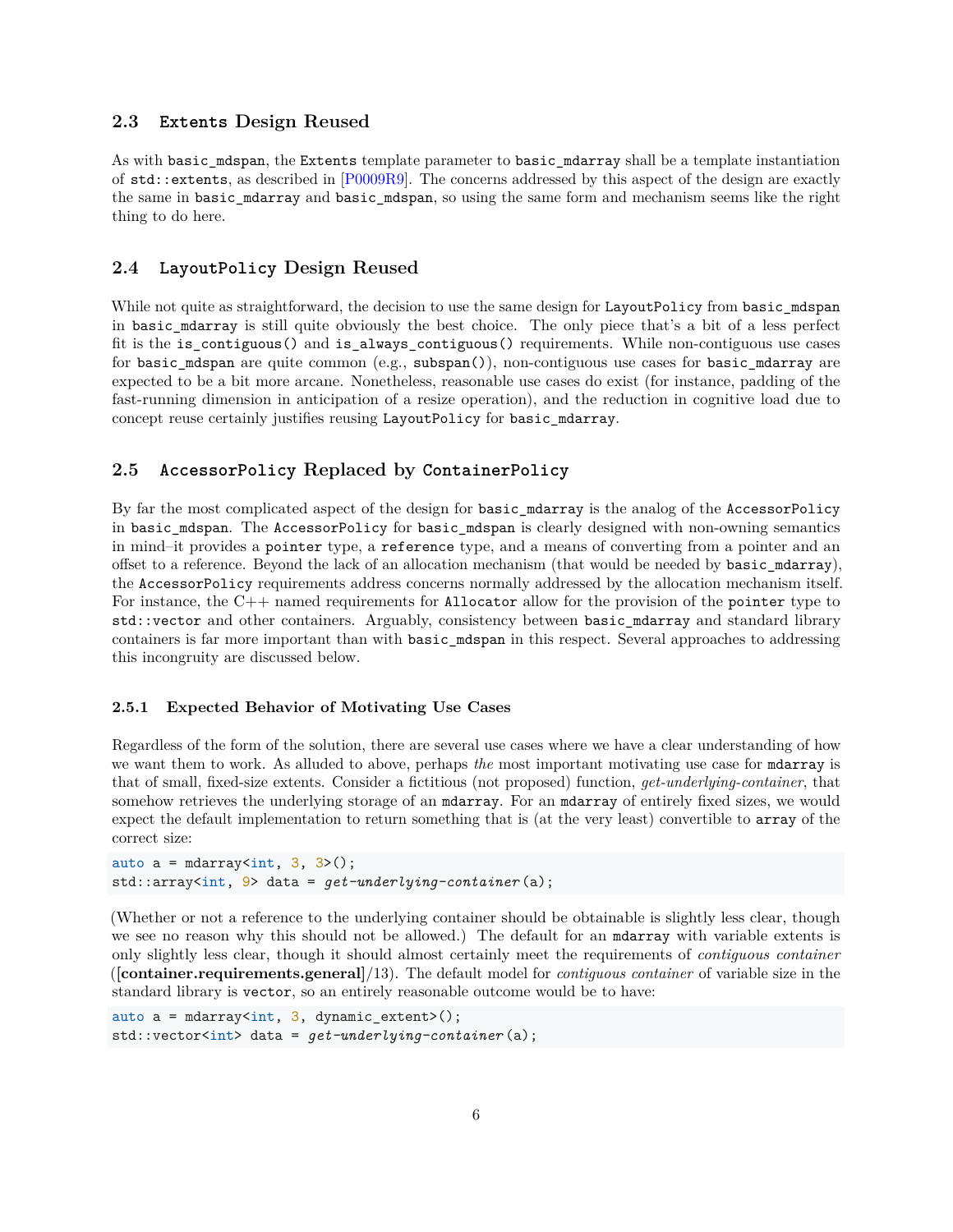## 2.3 `Extents` Design Reused

As with `basic_mdspan`, the `Extents` template parameter to `basic_mdarray` shall be a template instantiation of `std::extents`, as described in [P0009R9]. The concerns addressed by this aspect of the design are exactly the same in `basic_mdarray` and `basic_mdspan`, so using the same form and mechanism seems like the right thing to do here.

## 2.4 `LayoutPolicy` Design Reused

While not quite as straightforward, the decision to use the same design for `LayoutPolicy` from `basic_mdspan` in `basic_mdarray` is still quite obviously the best choice. The only piece that's a bit of a less perfect fit is the `is_contiguous()` and `is_always_contiguous()` requirements. While non-contiguous use cases for `basic_mdspan` are quite common (e.g., `subspan()`), non-contiguous use cases for `basic_mdarray` are expected to be a bit more arcane. Nonetheless, reasonable use cases do exist (for instance, padding of the fast-running dimension in anticipation of a resize operation), and the reduction in cognitive load due to concept reuse certainly justifies reusing `LayoutPolicy` for `basic_mdarray`.

## 2.5 `AccessorPolicy` Replaced by `ContainerPolicy`

By far the most complicated aspect of the design for `basic_mdarray` is the analog of the `AccessorPolicy` in `basic_mdspan`. The `AccessorPolicy` for `basic_mdspan` is clearly designed with non-owning semantics in mind–it provides a `pointer` type, a `reference` type, and a means of converting from a pointer and an offset to a reference. Beyond the lack of an allocation mechanism (that would be needed by `basic_mdarray`), the `AccessorPolicy` requirements address concerns normally addressed by the allocation mechanism itself. For instance, the C++ named requirements for `Allocator` allow for the provision of the `pointer` type to `std::vector` and other containers. Arguably, consistency between `basic_mdarray` and standard library containers is far more important than with `basic_mdspan` in this respect. Several approaches to addressing this incongruity are discussed below.

### 2.5.1 Expected Behavior of Motivating Use Cases

Regardless of the form of the solution, there are several use cases where we have a clear understanding of how we want them to work. As alluded to above, perhaps *the* most important motivating use case for `mdarray` is that of small, fixed-size extents. Consider a fictitious (not proposed) function, *get-underlying-container*, that somehow retrieves the underlying storage of an `mdarray`. For an `mdarray` of entirely fixed sizes, we would expect the default implementation to return something that is (at the very least) convertible to `array` of the correct size:

```
auto a = mdarray<int, 3, 3>();
std::array<int, 9> data = get-underlying-container(a);
```

(Whether or not a reference to the underlying container should be obtainable is slightly less clear, though we see no reason why this should not be allowed.) The default for an `mdarray` with variable extents is only slightly less clear, though it should almost certainly meet the requirements of *contiguous container* (**[container.requirements.general]**/13). The default model for *contiguous container* of variable size in the standard library is `vector`, so an entirely reasonable outcome would be to have:

```
auto a = mdarray<int, 3, dynamic_extent>();
std::vector<int> data = get-underlying-container(a);
```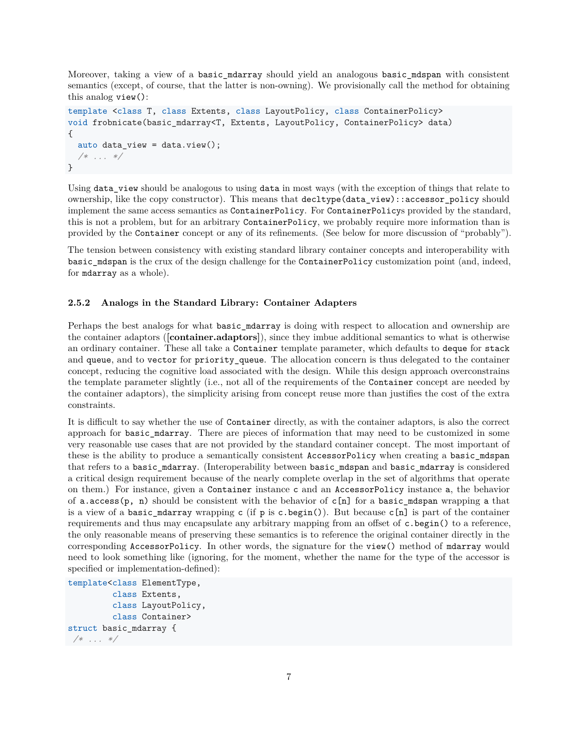Moreover, taking a view of a `basic_mdarray` should yield an analogous `basic_mdspan` with consistent semantics (except, of course, that the latter is non-owning). We provisionally call the method for obtaining this analog `view()`:

```
template <class T, class Extents, class LayoutPolicy, class ContainerPolicy>
void frobnicate(basic_mdarray<T, Extents, LayoutPolicy, ContainerPolicy> data)
{
  auto data_view = data.view();
  /* ... */
}
```

Using `data_view` should be analogous to using `data` in most ways (with the exception of things that relate to ownership, like the copy constructor). This means that `decltype(data_view)::accessor_policy` should implement the same access semantics as `ContainerPolicy`. For `ContainerPolicy`s provided by the standard, this is not a problem, but for an arbitrary `ContainerPolicy`, we probably require more information than is provided by the `Container` concept or any of its refinements. (See below for more discussion of "probably").

The tension between consistency with existing standard library container concepts and interoperability with `basic_mdspan` is the crux of the design challenge for the `ContainerPolicy` customization point (and, indeed, for `mdarray` as a whole).

### 2.5.2 Analogs in the Standard Library: Container Adapters

Perhaps the best analogs for what `basic_mdarray` is doing with respect to allocation and ownership are the container adaptors ([**container.adaptors**]), since they imbue additional semantics to what is otherwise an ordinary container. These all take a `Container` template parameter, which defaults to `deque` for `stack` and `queue`, and to `vector` for `priority_queue`. The allocation concern is thus delegated to the container concept, reducing the cognitive load associated with the design. While this design approach overconstrains the template parameter slightly (i.e., not all of the requirements of the `Container` concept are needed by the container adaptors), the simplicity arising from concept reuse more than justifies the cost of the extra constraints.

It is difficult to say whether the use of `Container` directly, as with the container adaptors, is also the correct approach for `basic_mdarray`. There are pieces of information that may need to be customized in some very reasonable use cases that are not provided by the standard container concept. The most important of these is the ability to produce a semantically consistent `AccessorPolicy` when creating a `basic_mdspan` that refers to a `basic_mdarray`. (Interoperability between `basic_mdspan` and `basic_mdarray` is considered a critical design requirement because of the nearly complete overlap in the set of algorithms that operate on them.) For instance, given a `Container` instance `c` and an `AccessorPolicy` instance `a`, the behavior of `a.access(p, n)` should be consistent with the behavior of `c[n]` for a `basic_mdspan` wrapping `a` that is a view of a `basic_mdarray` wrapping `c` (if `p` is `c.begin()`). But because `c[n]` is part of the container requirements and thus may encapsulate any arbitrary mapping from an offset of `c.begin()` to a reference, the only reasonable means of preserving these semantics is to reference the original container directly in the corresponding `AccessorPolicy`. In other words, the signature for the `view()` method of `mdarray` would need to look something like (ignoring, for the moment, whether the name for the type of the accessor is specified or implementation-defined):

```
template<class ElementType,
         class Extents,
         class LayoutPolicy,
         class Container>
struct basic_mdarray {
 /* ... */
```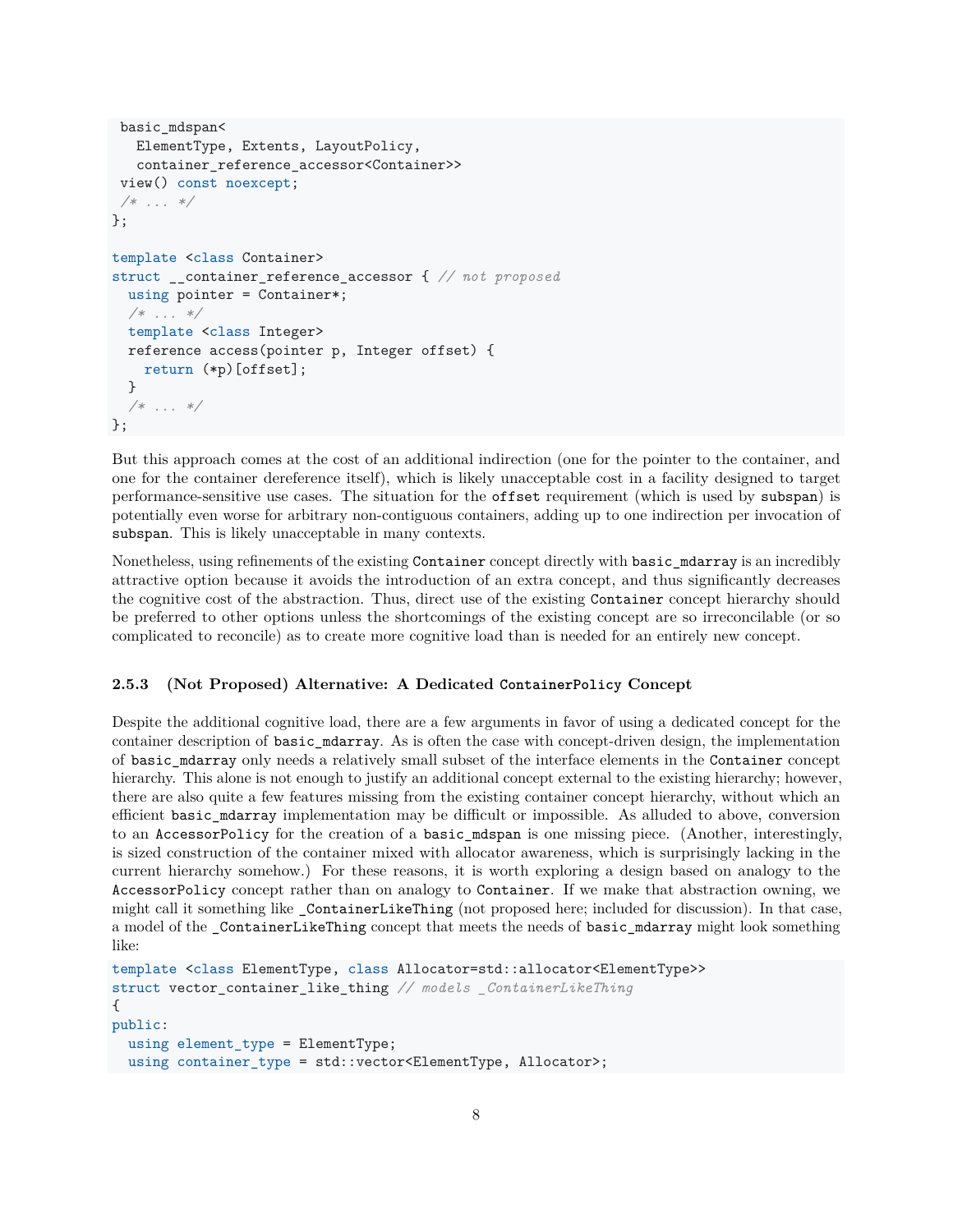```cpp
 basic_mdspan<
   ElementType, Extents, LayoutPolicy,
   container_reference_accessor<Container>>
 view() const noexcept;
 /* ... */
};

template <class Container>
struct __container_reference_accessor { // not proposed
  using pointer = Container*;
  /* ... */
  template <class Integer>
  reference access(pointer p, Integer offset) {
    return (*p)[offset];
  }
  /* ... */
};
```

But this approach comes at the cost of an additional indirection (one for the pointer to the container, and one for the container dereference itself), which is likely unacceptable cost in a facility designed to target performance-sensitive use cases. The situation for the `offset` requirement (which is used by `subspan`) is potentially even worse for arbitrary non-contiguous containers, adding up to one indirection per invocation of `subspan`. This is likely unacceptable in many contexts.

Nonetheless, using refinements of the existing `Container` concept directly with `basic_mdarray` is an incredibly attractive option because it avoids the introduction of an extra concept, and thus significantly decreases the cognitive cost of the abstraction. Thus, direct use of the existing `Container` concept hierarchy should be preferred to other options unless the shortcomings of the existing concept are so irreconcilable (or so complicated to reconcile) as to create more cognitive load than is needed for an entirely new concept.

#### 2.5.3 (Not Proposed) Alternative: A Dedicated `ContainerPolicy` Concept

Despite the additional cognitive load, there are a few arguments in favor of using a dedicated concept for the container description of `basic_mdarray`. As is often the case with concept-driven design, the implementation of `basic_mdarray` only needs a relatively small subset of the interface elements in the `Container` concept hierarchy. This alone is not enough to justify an additional concept external to the existing hierarchy; however, there are also quite a few features missing from the existing container concept hierarchy, without which an efficient `basic_mdarray` implementation may be difficult or impossible. As alluded to above, conversion to an `AccessorPolicy` for the creation of a `basic_mdspan` is one missing piece. (Another, interestingly, is sized construction of the container mixed with allocator awareness, which is surprisingly lacking in the current hierarchy somehow.) For these reasons, it is worth exploring a design based on analogy to the `AccessorPolicy` concept rather than on analogy to `Container`. If we make that abstraction owning, we might call it something like `_ContainerLikeThing` (not proposed here; included for discussion). In that case, a model of the `_ContainerLikeThing` concept that meets the needs of `basic_mdarray` might look something like:

```cpp
template <class ElementType, class Allocator=std::allocator<ElementType>>
struct vector_container_like_thing // models _ContainerLikeThing
{
public:
  using element_type = ElementType;
  using container_type = std::vector<ElementType, Allocator>;
```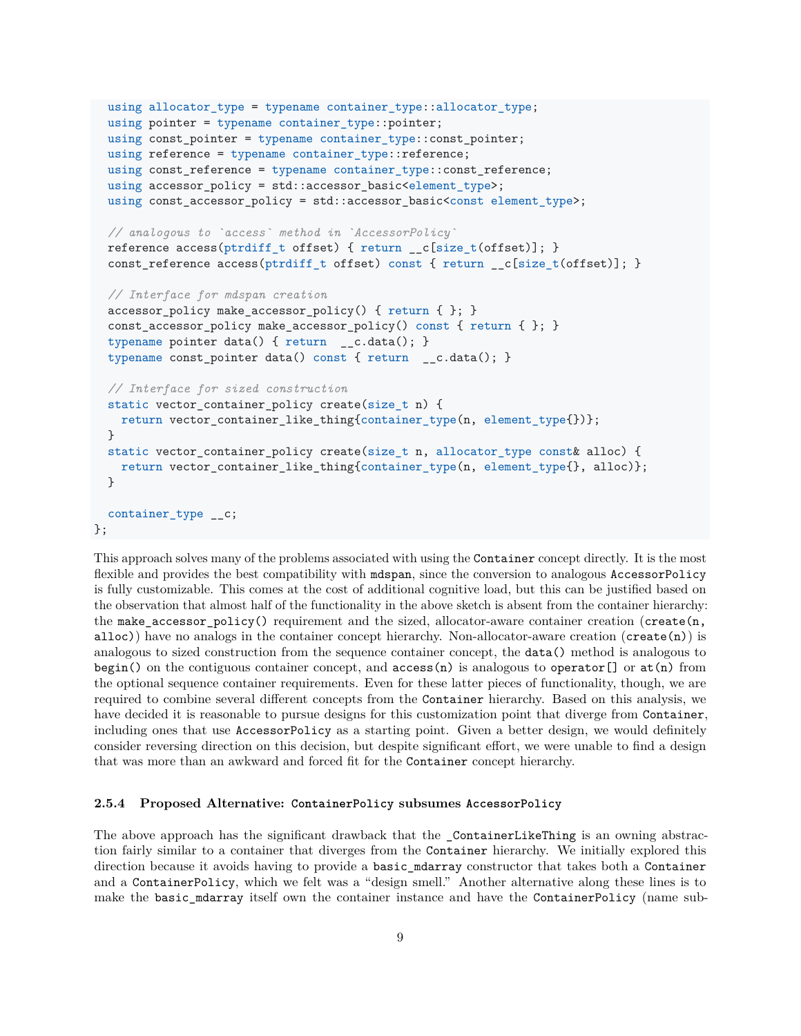```
  using allocator_type = typename container_type::allocator_type;
  using pointer = typename container_type::pointer;
  using const_pointer = typename container_type::const_pointer;
  using reference = typename container_type::reference;
  using const_reference = typename container_type::const_reference;
  using accessor_policy = std::accessor_basic<element_type>;
  using const_accessor_policy = std::accessor_basic<const element_type>;

  // analogous to `access` method in `AccessorPolicy`
  reference access(ptrdiff_t offset) { return __c[size_t(offset)]; }
  const_reference access(ptrdiff_t offset) const { return __c[size_t(offset)]; }

  // Interface for mdspan creation
  accessor_policy make_accessor_policy() { return { }; }
  const_accessor_policy make_accessor_policy() const { return { }; }
  typename pointer data() { return  __c.data(); }
  typename const_pointer data() const { return  __c.data(); }

  // Interface for sized construction
  static vector_container_policy create(size_t n) {
    return vector_container_like_thing{container_type(n, element_type{})};
  }
  static vector_container_policy create(size_t n, allocator_type const& alloc) {
    return vector_container_like_thing{container_type(n, element_type{}, alloc)};
  }

  container_type __c;
};
```

This approach solves many of the problems associated with using the `Container` concept directly. It is the most flexible and provides the best compatibility with `mdspan`, since the conversion to analogous `AccessorPolicy` is fully customizable. This comes at the cost of additional cognitive load, but this can be justified based on the observation that almost half of the functionality in the above sketch is absent from the container hierarchy: the `make_accessor_policy()` requirement and the sized, allocator-aware container creation (`create(n, alloc)`) have no analogs in the container concept hierarchy. Non-allocator-aware creation (`create(n)`) is analogous to sized construction from the sequence container concept, the `data()` method is analogous to `begin()` on the contiguous container concept, and `access(n)` is analogous to `operator[]` or `at(n)` from the optional sequence container requirements. Even for these latter pieces of functionality, though, we are required to combine several different concepts from the `Container` hierarchy. Based on this analysis, we have decided it is reasonable to pursue designs for this customization point that diverge from `Container`, including ones that use `AccessorPolicy` as a starting point. Given a better design, we would definitely consider reversing direction on this decision, but despite significant effort, we were unable to find a design that was more than an awkward and forced fit for the `Container` concept hierarchy.

### 2.5.4 Proposed Alternative: `ContainerPolicy` subsumes `AccessorPolicy`

The above approach has the significant drawback that the `_ContainerLikeThing` is an owning abstraction fairly similar to a container that diverges from the `Container` hierarchy. We initially explored this direction because it avoids having to provide a `basic_mdarray` constructor that takes both a `Container` and a `ContainerPolicy`, which we felt was a "design smell." Another alternative along these lines is to make the `basic_mdarray` itself own the container instance and have the `ContainerPolicy` (name sub-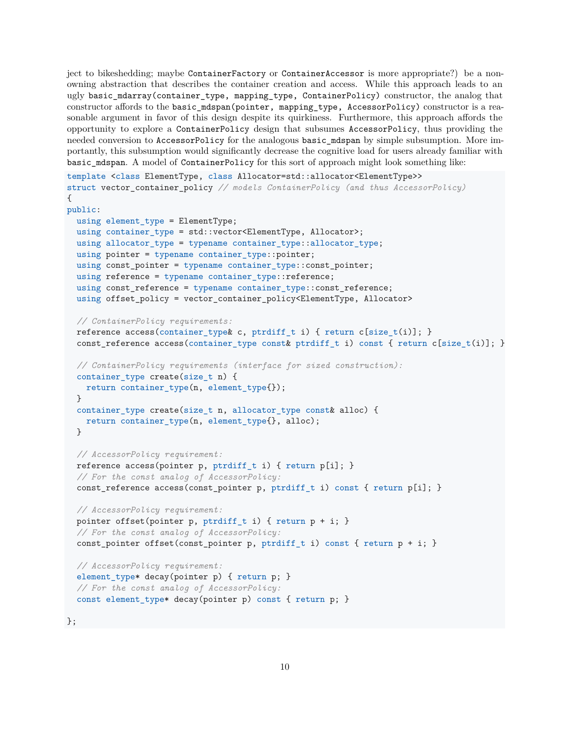ject to bikeshedding; maybe ContainerFactory or ContainerAccessor is more appropriate?) be a non-owning abstraction that describes the container creation and access. While this approach leads to an ugly basic_mdarray(container_type, mapping_type, ContainerPolicy) constructor, the analog that constructor affords to the basic_mdspan(pointer, mapping_type, AccessorPolicy) constructor is a reasonable argument in favor of this design despite its quirkiness. Furthermore, this approach affords the opportunity to explore a ContainerPolicy design that subsumes AccessorPolicy, thus providing the needed conversion to AccessorPolicy for the analogous basic_mdspan by simple subsumption. More importantly, this subsumption would significantly decrease the cognitive load for users already familiar with basic_mdspan. A model of ContainerPolicy for this sort of approach might look something like:

```
template <class ElementType, class Allocator=std::allocator<ElementType>>
struct vector_container_policy // models ContainerPolicy (and thus AccessorPolicy)
{
public:
  using element_type = ElementType;
  using container_type = std::vector<ElementType, Allocator>;
  using allocator_type = typename container_type::allocator_type;
  using pointer = typename container_type::pointer;
  using const_pointer = typename container_type::const_pointer;
  using reference = typename container_type::reference;
  using const_reference = typename container_type::const_reference;
  using offset_policy = vector_container_policy<ElementType, Allocator>

  // ContainerPolicy requirements:
  reference access(container_type& c, ptrdiff_t i) { return c[size_t(i)]; }
  const_reference access(container_type const& ptrdiff_t i) const { return c[size_t(i)]; }

  // ContainerPolicy requirements (interface for sized construction):
  container_type create(size_t n) {
    return container_type(n, element_type{});
  }
  container_type create(size_t n, allocator_type const& alloc) {
    return container_type(n, element_type{}, alloc);
  }

  // AccessorPolicy requirement:
  reference access(pointer p, ptrdiff_t i) { return p[i]; }
  // For the const analog of AccessorPolicy:
  const_reference access(const_pointer p, ptrdiff_t i) const { return p[i]; }

  // AccessorPolicy requirement:
  pointer offset(pointer p, ptrdiff_t i) { return p + i; }
  // For the const analog of AccessorPolicy:
  const_pointer offset(const_pointer p, ptrdiff_t i) const { return p + i; }

  // AccessorPolicy requirement:
  element_type* decay(pointer p) { return p; }
  // For the const analog of AccessorPolicy:
  const element_type* decay(pointer p) const { return p; }

};
```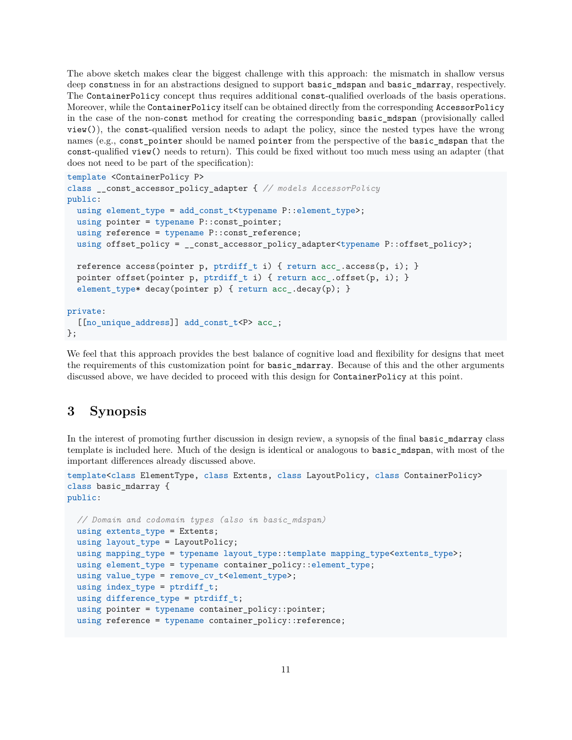The above sketch makes clear the biggest challenge with this approach: the mismatch in shallow versus deep `const`ness in for an abstractions designed to support `basic_mdspan` and `basic_mdarray`, respectively. The `ContainerPolicy` concept thus requires additional `const`-qualified overloads of the basis operations. Moreover, while the `ContainerPolicy` itself can be obtained directly from the corresponding `AccessorPolicy` in the case of the non-`const` method for creating the corresponding `basic_mdspan` (provisionally called `view()`), the `const`-qualified version needs to adapt the policy, since the nested types have the wrong names (e.g., `const_pointer` should be named `pointer` from the perspective of the `basic_mdspan` that the `const`-qualified `view()` needs to return). This could be fixed without too much mess using an adapter (that does not need to be part of the specification):

```
template <ContainerPolicy P>
class __const_accessor_policy_adapter { // models AccessorPolicy
public:
  using element_type = add_const_t<typename P::element_type>;
  using pointer = typename P::const_pointer;
  using reference = typename P::const_reference;
  using offset_policy = __const_accessor_policy_adapter<typename P::offset_policy>;

  reference access(pointer p, ptrdiff_t i) { return acc_.access(p, i); }
  pointer offset(pointer p, ptrdiff_t i) { return acc_.offset(p, i); }
  element_type* decay(pointer p) { return acc_.decay(p); }

private:
  [[no_unique_address]] add_const_t<P> acc_;
};
```

We feel that this approach provides the best balance of cognitive load and flexibility for designs that meet the requirements of this customization point for `basic_mdarray`. Because of this and the other arguments discussed above, we have decided to proceed with this design for `ContainerPolicy` at this point.

## 3 Synopsis

In the interest of promoting further discussion in design review, a synopsis of the final `basic_mdarray` class template is included here. Much of the design is identical or analogous to `basic_mdspan`, with most of the important differences already discussed above.

```
template<class ElementType, class Extents, class LayoutPolicy, class ContainerPolicy>
class basic_mdarray {
public:

  // Domain and codomain types (also in basic_mdspan)
  using extents_type = Extents;
  using layout_type = LayoutPolicy;
  using mapping_type = typename layout_type::template mapping_type<extents_type>;
  using element_type = typename container_policy::element_type;
  using value_type = remove_cv_t<element_type>;
  using index_type = ptrdiff_t;
  using difference_type = ptrdiff_t;
  using pointer = typename container_policy::pointer;
  using reference = typename container_policy::reference;
```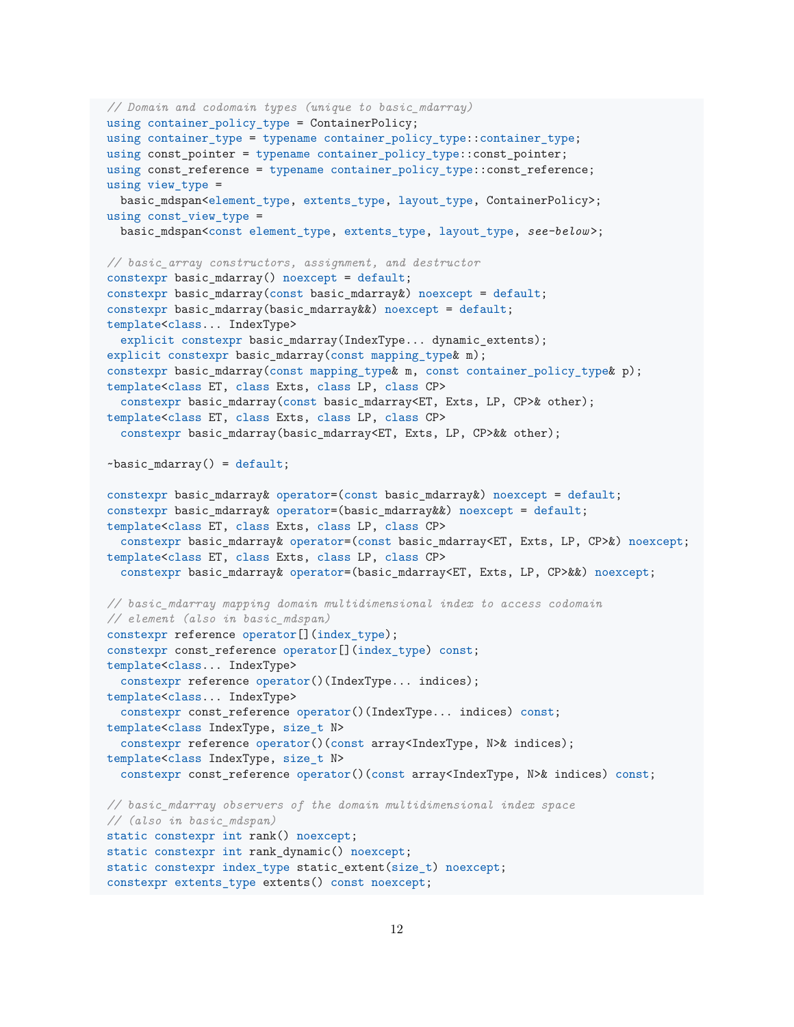```cpp
// Domain and codomain types (unique to basic_mdarray)
using container_policy_type = ContainerPolicy;
using container_type = typename container_policy_type::container_type;
using const_pointer = typename container_policy_type::const_pointer;
using const_reference = typename container_policy_type::const_reference;
using view_type =
  basic_mdspan<element_type, extents_type, layout_type, ContainerPolicy>;
using const_view_type =
  basic_mdspan<const element_type, extents_type, layout_type, see-below>;

// basic_array constructors, assignment, and destructor
constexpr basic_mdarray() noexcept = default;
constexpr basic_mdarray(const basic_mdarray&) noexcept = default;
constexpr basic_mdarray(basic_mdarray&&) noexcept = default;
template<class... IndexType>
  explicit constexpr basic_mdarray(IndexType... dynamic_extents);
explicit constexpr basic_mdarray(const mapping_type& m);
constexpr basic_mdarray(const mapping_type& m, const container_policy_type& p);
template<class ET, class Exts, class LP, class CP>
  constexpr basic_mdarray(const basic_mdarray<ET, Exts, LP, CP>& other);
template<class ET, class Exts, class LP, class CP>
  constexpr basic_mdarray(basic_mdarray<ET, Exts, LP, CP>&& other);

~basic_mdarray() = default;

constexpr basic_mdarray& operator=(const basic_mdarray&) noexcept = default;
constexpr basic_mdarray& operator=(basic_mdarray&&) noexcept = default;
template<class ET, class Exts, class LP, class CP>
  constexpr basic_mdarray& operator=(const basic_mdarray<ET, Exts, LP, CP>&) noexcept;
template<class ET, class Exts, class LP, class CP>
  constexpr basic_mdarray& operator=(basic_mdarray<ET, Exts, LP, CP>&&) noexcept;

// basic_mdarray mapping domain multidimensional index to access codomain
// element (also in basic_mdspan)
constexpr reference operator[](index_type);
constexpr const_reference operator[](index_type) const;
template<class... IndexType>
  constexpr reference operator()(IndexType... indices);
template<class... IndexType>
  constexpr const_reference operator()(IndexType... indices) const;
template<class IndexType, size_t N>
  constexpr reference operator()(const array<IndexType, N>& indices);
template<class IndexType, size_t N>
  constexpr const_reference operator()(const array<IndexType, N>& indices) const;

// basic_mdarray observers of the domain multidimensional index space
// (also in basic_mdspan)
static constexpr int rank() noexcept;
static constexpr int rank_dynamic() noexcept;
static constexpr index_type static_extent(size_t) noexcept;
constexpr extents_type extents() const noexcept;
```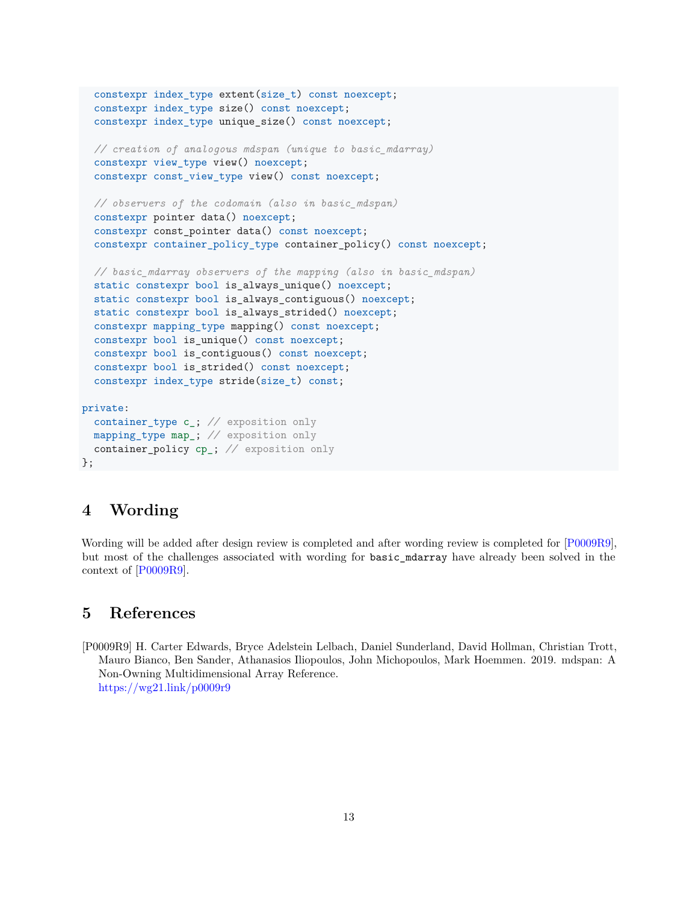```
  constexpr index_type extent(size_t) const noexcept;
  constexpr index_type size() const noexcept;
  constexpr index_type unique_size() const noexcept;

  // creation of analogous mdspan (unique to basic_mdarray)
  constexpr view_type view() noexcept;
  constexpr const_view_type view() const noexcept;

  // observers of the codomain (also in basic_mdspan)
  constexpr pointer data() noexcept;
  constexpr const_pointer data() const noexcept;
  constexpr container_policy_type container_policy() const noexcept;

  // basic_mdarray observers of the mapping (also in basic_mdspan)
  static constexpr bool is_always_unique() noexcept;
  static constexpr bool is_always_contiguous() noexcept;
  static constexpr bool is_always_strided() noexcept;
  constexpr mapping_type mapping() const noexcept;
  constexpr bool is_unique() const noexcept;
  constexpr bool is_contiguous() const noexcept;
  constexpr bool is_strided() const noexcept;
  constexpr index_type stride(size_t) const;

private:
  container_type c_; // exposition only
  mapping_type map_; // exposition only
  container_policy cp_; // exposition only
};
```

## 4 Wording

Wording will be added after design review is completed and after wording review is completed for [P0009R9], but most of the challenges associated with wording for `basic_mdarray` have already been solved in the context of [P0009R9].

## 5 References

[P0009R9] H. Carter Edwards, Bryce Adelstein Lelbach, Daniel Sunderland, David Hollman, Christian Trott, Mauro Bianco, Ben Sander, Athanasios Iliopoulos, John Michopoulos, Mark Hoemmen. 2019. mdspan: A Non-Owning Multidimensional Array Reference.
https://wg21.link/p0009r9